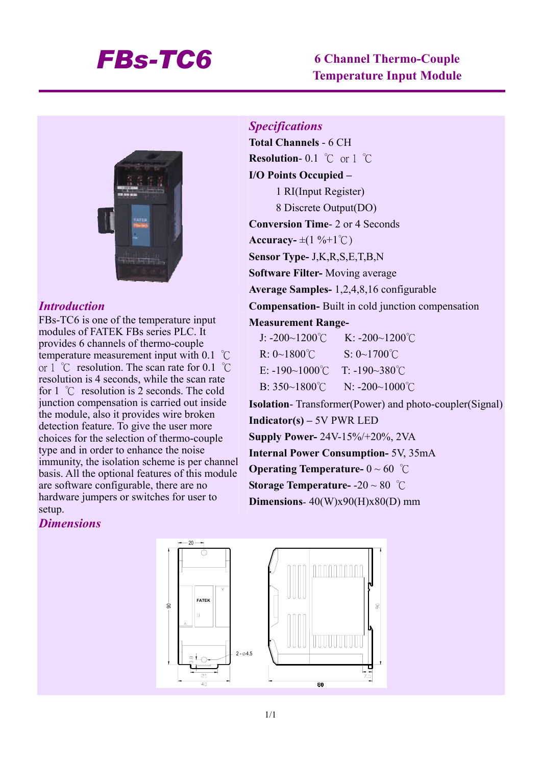# FBs-TC6

## 6 Channel Thermo-Couple Temperature Input Module

## *Introduction*

FBs-TC6 is one of the temperature input modules of FATEK FBs series PLC. It provides 6 channels of thermo-couple temperature measurement input with 0.1 ℃ or 1 ℃ resolution. The scan rate for 0.1 ℃ resolution is 4 seconds, while the scan rate for 1 ℃ resolution is 2 seconds. The cold junction compensation is carried out inside the module, also it provides wire broken detection feature. To give the user more choices for the selection of thermo-couple type and in order to enhance the noise immunity, the isolation scheme is per channel basis. All the optional features of this module are software configurable, there are no hardware jumpers or switches for user to setup.

## *Specifications*

**Total Channels** - 6 CH

**Resolution**- 0.1 ℃ or 1 ℃

**I/O Points Occupied –**

1 RI(Input Register)

8 Discrete Output(DO)

**Conversion Time**- 2 or 4 Seconds

**Accuracy-** ±(1 %+1℃)

**Sensor Type-** J,K,R,S,E,T,B,N

**Software Filter-** Moving average

**Average Samples-** 1,2,4,8,16 configurable

**Compensation-** Built in cold junction compensation

**Measurement Range-**

| | |
|---|---|
| J: -200~1200℃ | K: -200~1200℃ |
| R: 0~1800℃ | S: 0~1700℃ |
| E: -190~1000℃ | T: -190~380℃ |
| B: 350~1800℃ | N: -200~1000℃ |

**Isolation**- Transformer(Power) and photo-coupler(Signal)

**Indicator(s) –** 5V PWR LED

**Supply Power-** 24V-15%/+20%, 2VA

**Internal Power Consumption-** 5V, 35mA

**Operating Temperature-** 0 ~ 60 ℃

**Storage Temperature-** -20 ~ 80 ℃

**Dimensions**- 40(W)x90(H)x80(D) mm

## *Dimensions*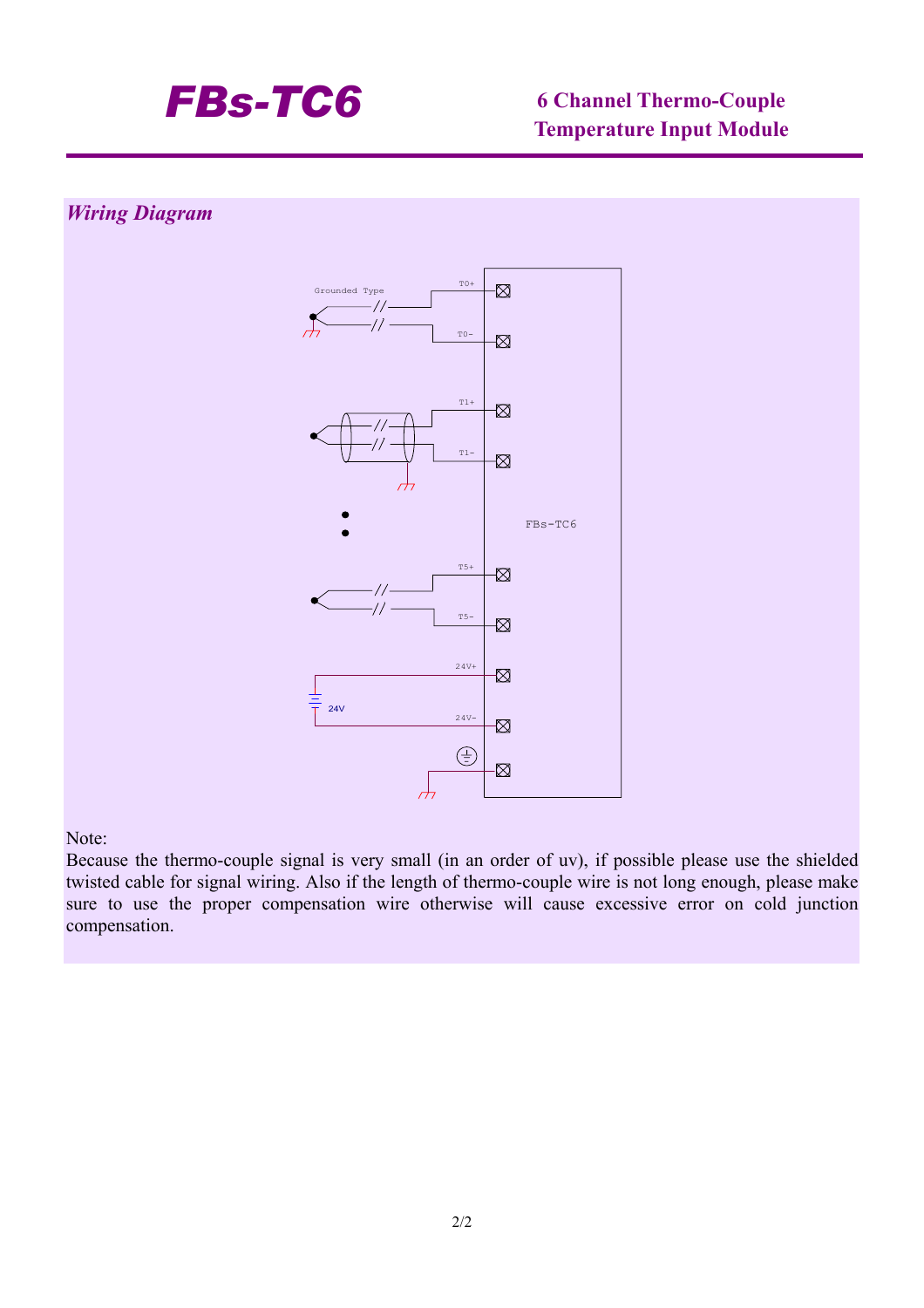# FBs-TC6

**6 Channel Thermo-Couple Temperature Input Module**

## *Wiring Diagram*

Grounded Type

T0+

T0-

T1+

T1-

T5+

T5-

24V+

24V

24V-

FBs-TC6

Note:

Because the thermo-couple signal is very small (in an order of uv), if possible please use the shielded twisted cable for signal wiring. Also if the length of thermo-couple wire is not long enough, please make sure to use the proper compensation wire otherwise will cause excessive error on cold junction compensation.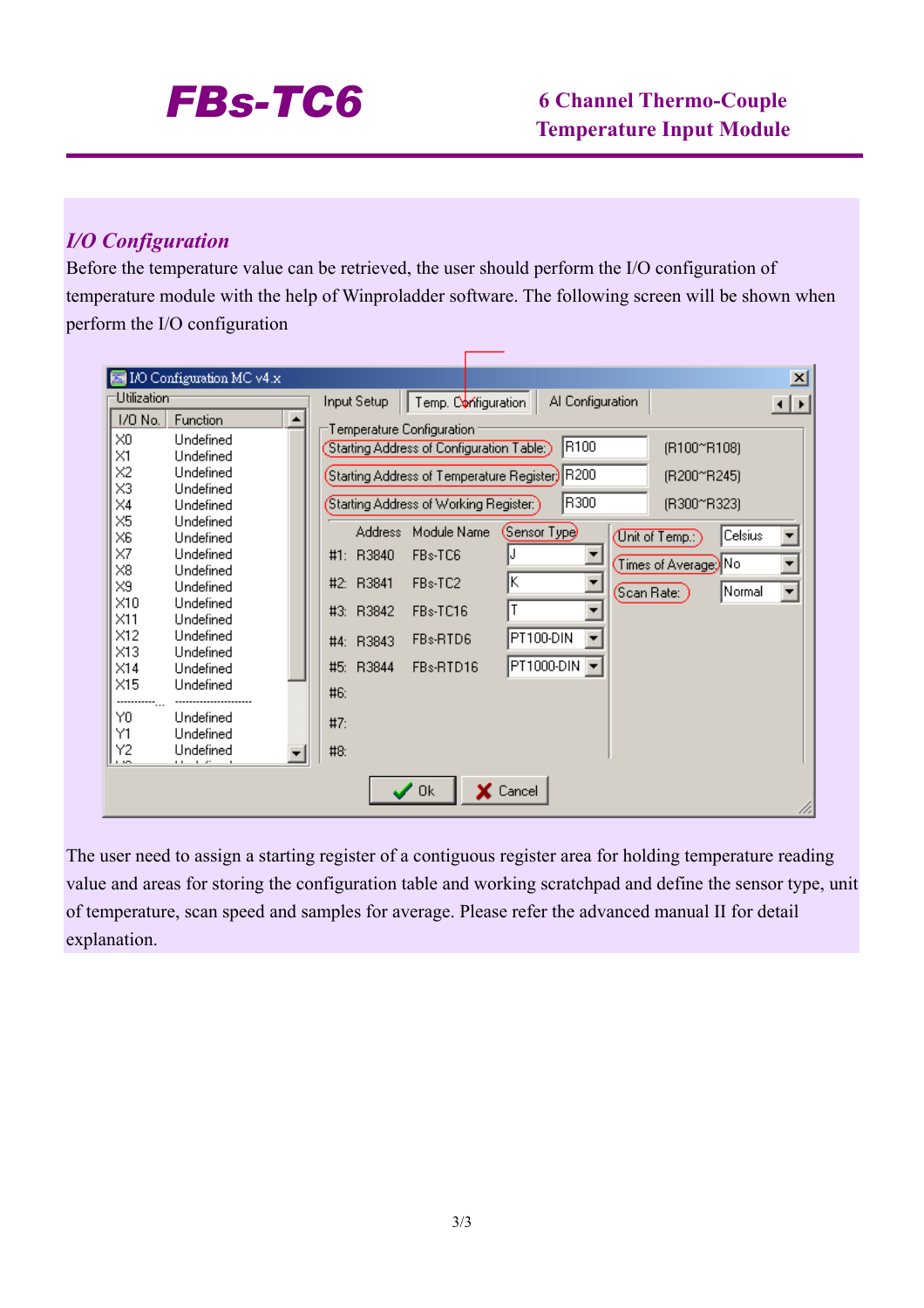## *I/O Configuration*

Before the temperature value can be retrieved, the user should perform the I/O configuration of temperature module with the help of Winproladder software. The following screen will be shown when perform the I/O configuration

The user need to assign a starting register of a contiguous register area for holding temperature reading value and areas for storing the configuration table and working scratchpad and define the sensor type, unit of temperature, scan speed and samples for average. Please refer the advanced manual II for detail explanation.